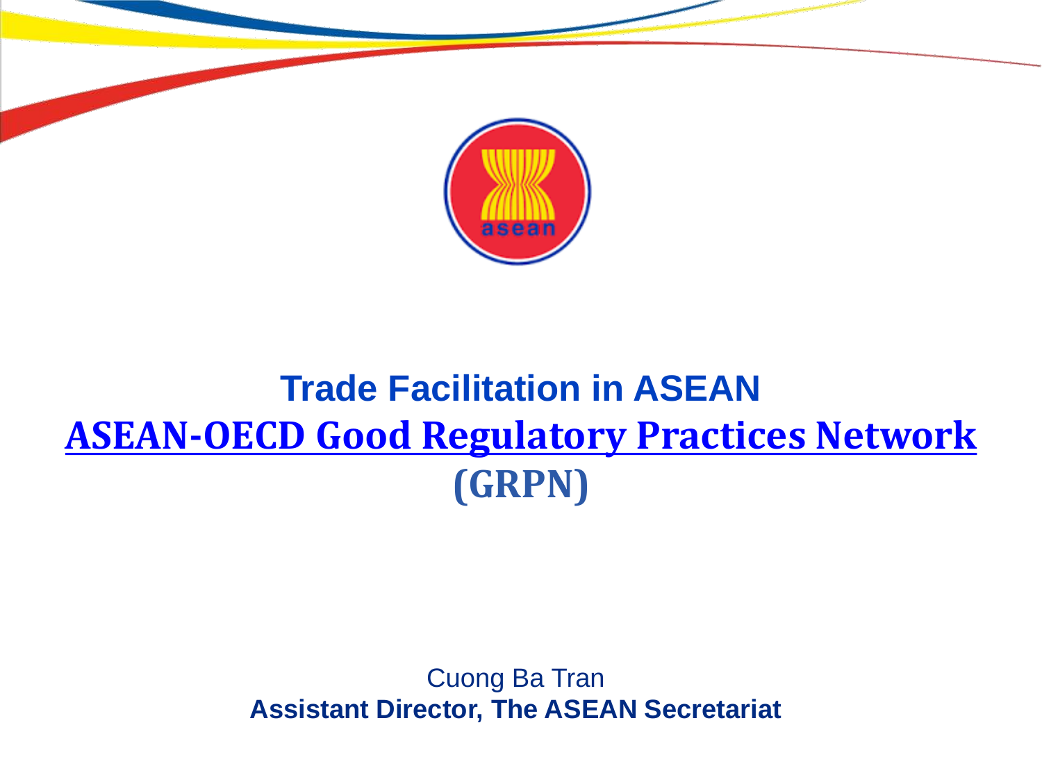# Trade Facilitation in ASEAN

## ASEAN-OECD Good Regulatory Practices Network (GRPN)

Cuong Ba Tran

**Assistant Director, The ASEAN Secretariat**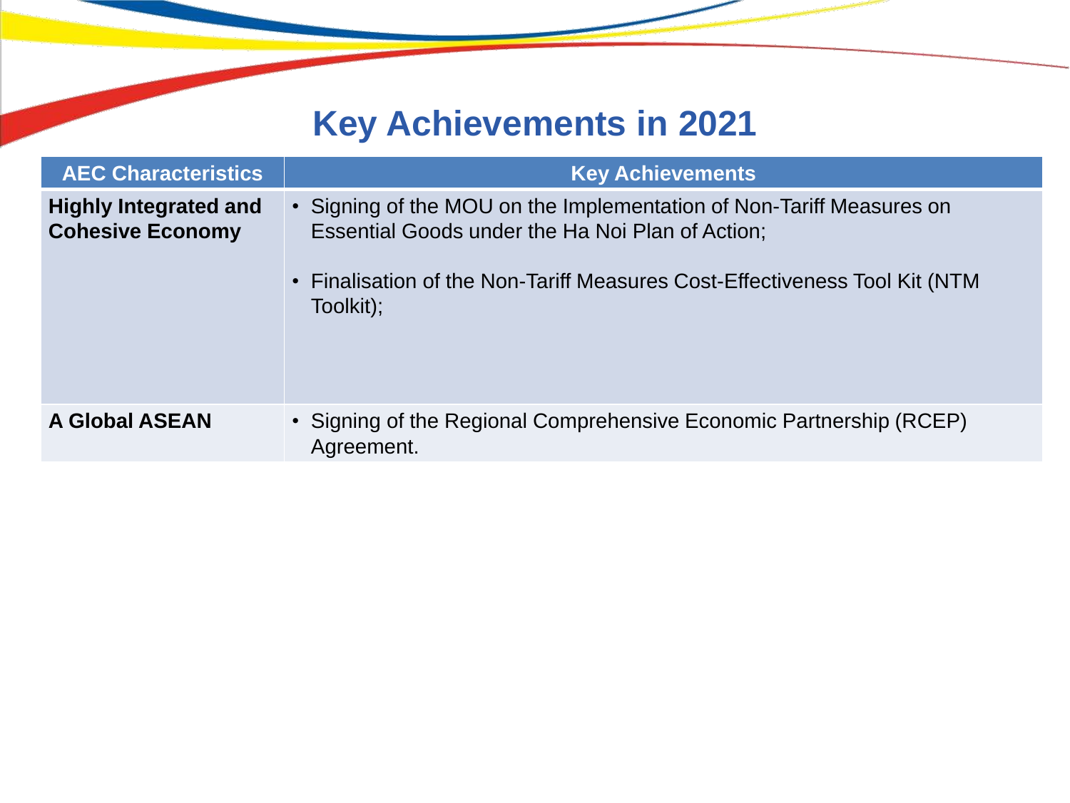# Key Achievements in 2021

| AEC Characteristics | Key Achievements |
|---|---|
| **Highly Integrated and Cohesive Economy** | • Signing of the MOU on the Implementation of Non-Tariff Measures on Essential Goods under the Ha Noi Plan of Action;<br><br>• Finalisation of the Non-Tariff Measures Cost-Effectiveness Tool Kit (NTM Toolkit); |
| **A Global ASEAN** | • Signing of the Regional Comprehensive Economic Partnership (RCEP) Agreement. |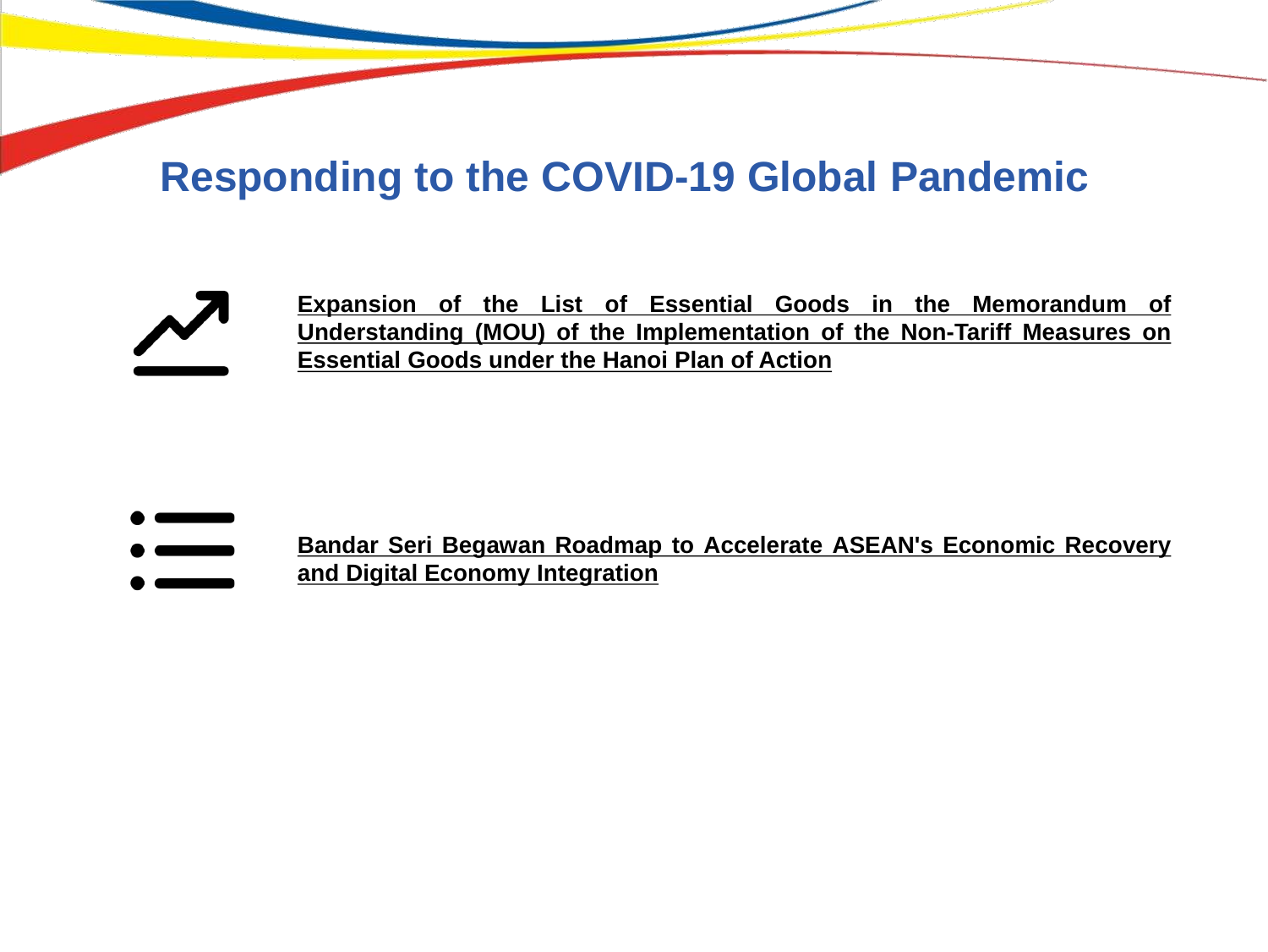# Responding to the COVID-19 Global Pandemic

**Expansion of the List of Essential Goods in the Memorandum of Understanding (MOU) of the Implementation of the Non-Tariff Measures on Essential Goods under the Hanoi Plan of Action**

**Bandar Seri Begawan Roadmap to Accelerate ASEAN's Economic Recovery and Digital Economy Integration**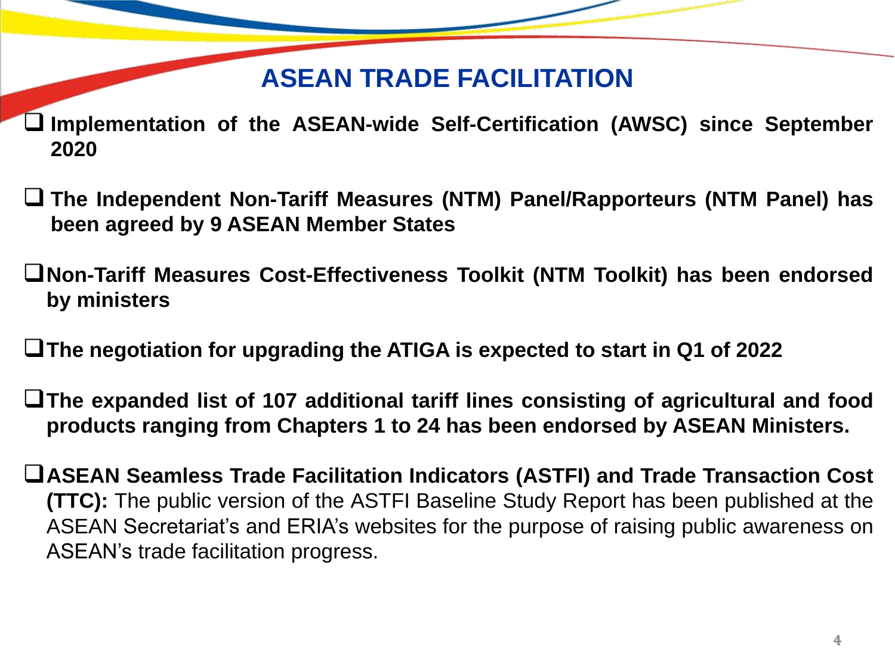# ASEAN TRADE FACILITATION

- **Implementation of the ASEAN-wide Self-Certification (AWSC) since September 2020**

- **The Independent Non-Tariff Measures (NTM) Panel/Rapporteurs (NTM Panel) has been agreed by 9 ASEAN Member States**

- **Non-Tariff Measures Cost-Effectiveness Toolkit (NTM Toolkit) has been endorsed by ministers**

- **The negotiation for upgrading the ATIGA is expected to start in Q1 of 2022**

- **The expanded list of 107 additional tariff lines consisting of agricultural and food products ranging from Chapters 1 to 24 has been endorsed by ASEAN Ministers.**

- **ASEAN Seamless Trade Facilitation Indicators (ASTFI) and Trade Transaction Cost (TTC):** The public version of the ASTFI Baseline Study Report has been published at the ASEAN Secretariat's and ERIA's websites for the purpose of raising public awareness on ASEAN's trade facilitation progress.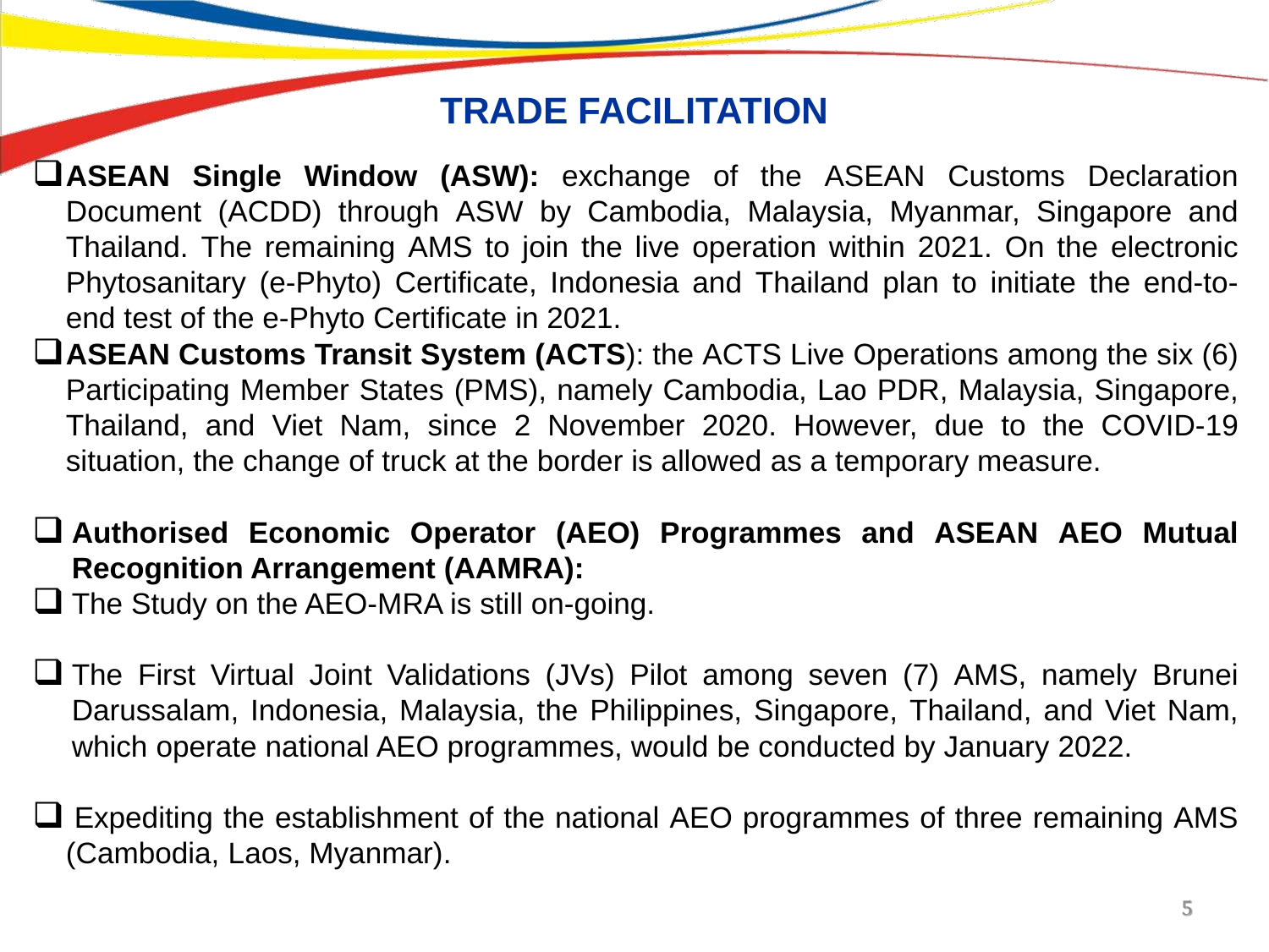# TRADE FACILITATION

- **ASEAN Single Window (ASW):** exchange of the ASEAN Customs Declaration Document (ACDD) through ASW by Cambodia, Malaysia, Myanmar, Singapore and Thailand. The remaining AMS to join the live operation within 2021. On the electronic Phytosanitary (e-Phyto) Certificate, Indonesia and Thailand plan to initiate the end-to-end test of the e-Phyto Certificate in 2021.
- **ASEAN Customs Transit System (ACTS**): the ACTS Live Operations among the six (6) Participating Member States (PMS), namely Cambodia, Lao PDR, Malaysia, Singapore, Thailand, and Viet Nam, since 2 November 2020. However, due to the COVID-19 situation, the change of truck at the border is allowed as a temporary measure.

- **Authorised Economic Operator (AEO) Programmes and ASEAN AEO Mutual Recognition Arrangement (AAMRA):**
- The Study on the AEO-MRA is still on-going.

- The First Virtual Joint Validations (JVs) Pilot among seven (7) AMS, namely Brunei Darussalam, Indonesia, Malaysia, the Philippines, Singapore, Thailand, and Viet Nam, which operate national AEO programmes, would be conducted by January 2022.

- Expediting the establishment of the national AEO programmes of three remaining AMS (Cambodia, Laos, Myanmar).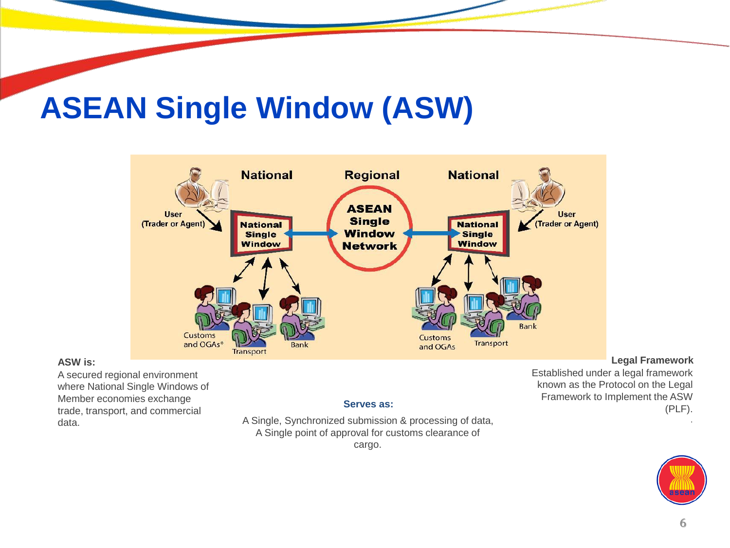# ASEAN Single Window (ASW)

National | Regional | National

User (Trader or Agent) → National Single Window ↔ ASEAN Single Window Network ↔ National Single Window ← User (Trader or Agent)

Customs and OGAs* | Transport | Bank

**ASW is:**

A secured regional environment where National Single Windows of Member economies exchange trade, transport, and commercial data.

**Serves as:**

A Single, Synchronized submission & processing of data,
A Single point of approval for customs clearance of cargo.

**Legal Framework**

Established under a legal framework known as the Protocol on the Legal Framework to Implement the ASW (PLF).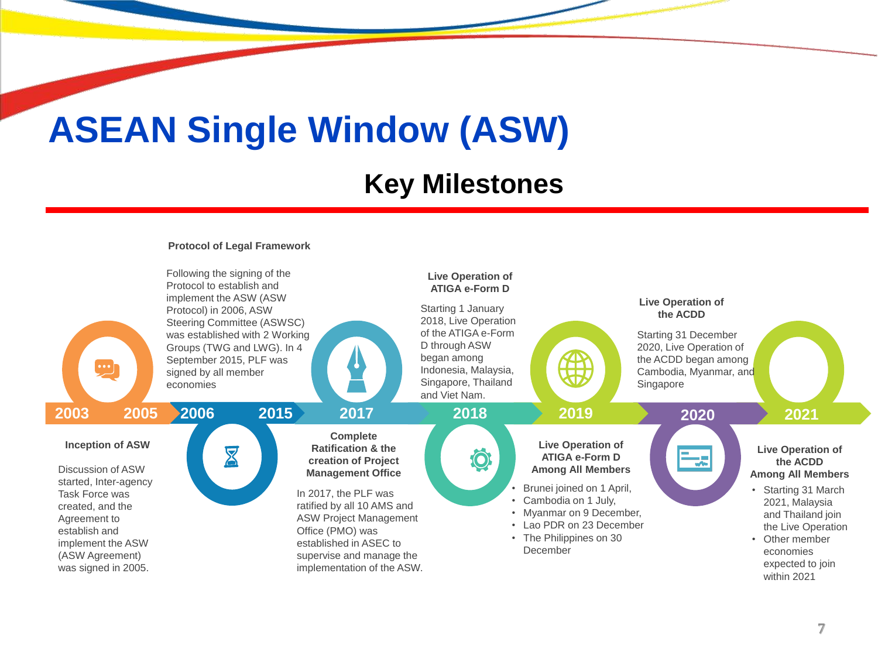# ASEAN Single Window (ASW)

## Key Milestones

### 2003 – 2005

**Inception of ASW**

Discussion of ASW started, Inter-agency Task Force was created, and the Agreement to establish and implement the ASW (ASW Agreement) was signed in 2005.

### 2006 – 2015

**Protocol of Legal Framework**

Following the signing of the Protocol to establish and implement the ASW (ASW Protocol) in 2006, ASW Steering Committee (ASWSC) was established with 2 Working Groups (TWG and LWG). In 4 September 2015, PLF was signed by all member economies

### 2017

**Complete Ratification & the creation of Project Management Office**

In 2017, the PLF was ratified by all 10 AMS and ASW Project Management Office (PMO) was established in ASEC to supervise and manage the implementation of the ASW.

### 2018

**Live Operation of ATIGA e-Form D**

Starting 1 January 2018, Live Operation of the ATIGA e-Form D through ASW began among Indonesia, Malaysia, Singapore, Thailand and Viet Nam.

### 2019

**Live Operation of ATIGA e-Form D Among All Members**

- Brunei joined on 1 April,
- Cambodia on 1 July,
- Myanmar on 9 December,
- Lao PDR on 23 December
- The Philippines on 30 December

### 2020

**Live Operation of the ACDD**

Starting 31 December 2020, Live Operation of the ACDD began among Cambodia, Myanmar, and Singapore

### 2021

**Live Operation of the ACDD Among All Members**

- Starting 31 March 2021, Malaysia and Thailand join the Live Operation
- Other member economies expected to join within 2021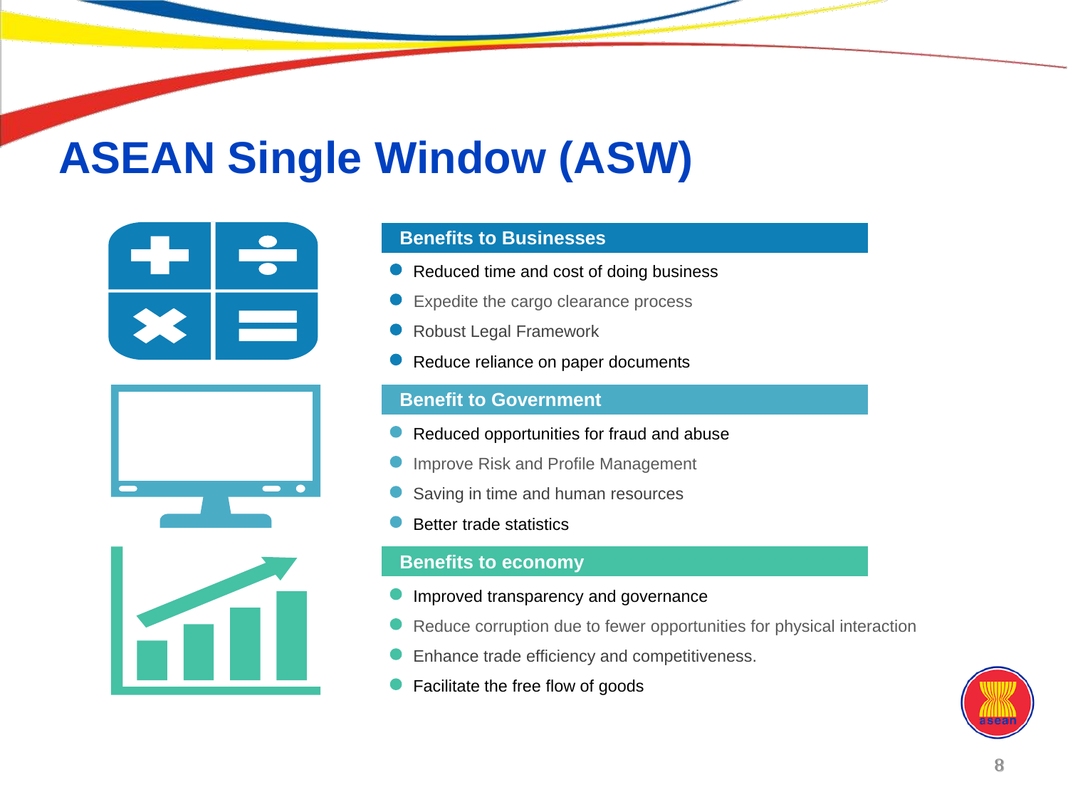# ASEAN Single Window (ASW)

### Benefits to Businesses

- Reduced time and cost of doing business
- Expedite the cargo clearance process
- Robust Legal Framework
- Reduce reliance on paper documents

### Benefit to Government

- Reduced opportunities for fraud and abuse
- Improve Risk and Profile Management
- Saving in time and human resources
- Better trade statistics

### Benefits to economy

- Improved transparency and governance
- Reduce corruption due to fewer opportunities for physical interaction
- Enhance trade efficiency and competitiveness.
- Facilitate the free flow of goods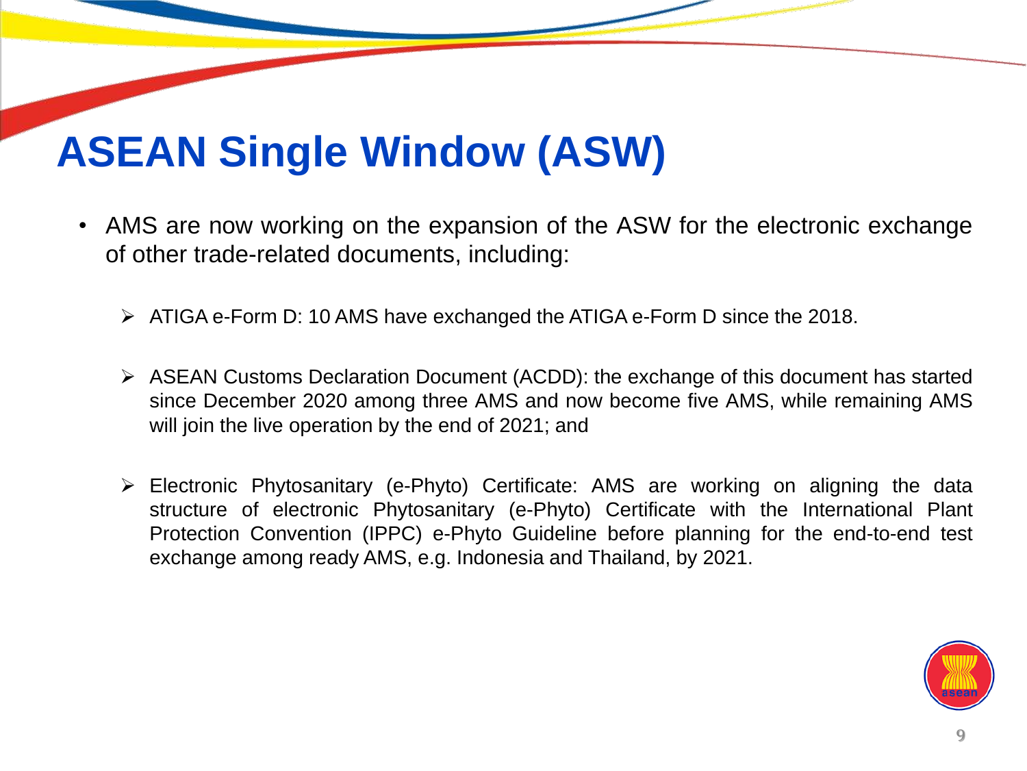# ASEAN Single Window (ASW)

- AMS are now working on the expansion of the ASW for the electronic exchange of other trade-related documents, including:
  - ATIGA e-Form D: 10 AMS have exchanged the ATIGA e-Form D since the 2018.
  - ASEAN Customs Declaration Document (ACDD): the exchange of this document has started since December 2020 among three AMS and now become five AMS, while remaining AMS will join the live operation by the end of 2021; and
  - Electronic Phytosanitary (e-Phyto) Certificate: AMS are working on aligning the data structure of electronic Phytosanitary (e-Phyto) Certificate with the International Plant Protection Convention (IPPC) e-Phyto Guideline before planning for the end-to-end test exchange among ready AMS, e.g. Indonesia and Thailand, by 2021.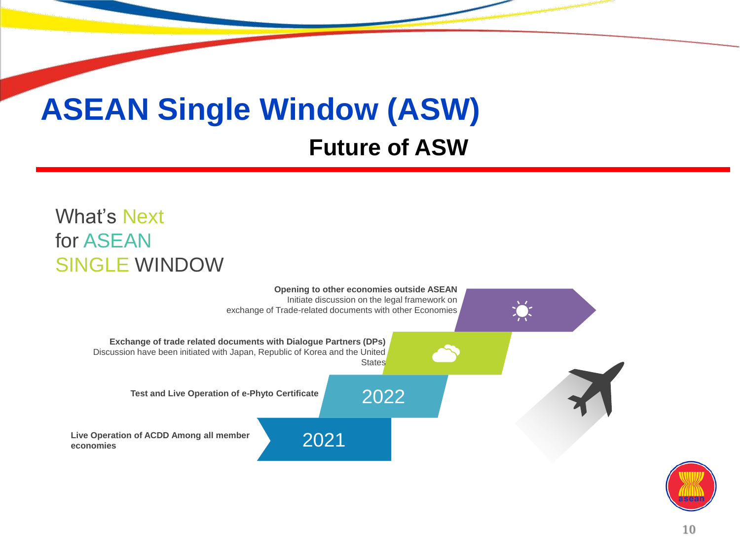# ASEAN Single Window (ASW)

## Future of ASW

What's Next for ASEAN SINGLE WINDOW

**Opening to other economies outside ASEAN**
Initiate discussion on the legal framework on exchange of Trade-related documents with other Economies

**Exchange of trade related documents with Dialogue Partners (DPs)**
Discussion have been initiated with Japan, Republic of Korea and the United States

**Test and Live Operation of e-Phyto Certificate** — 2022

**Live Operation of ACDD Among all member economies** — 2021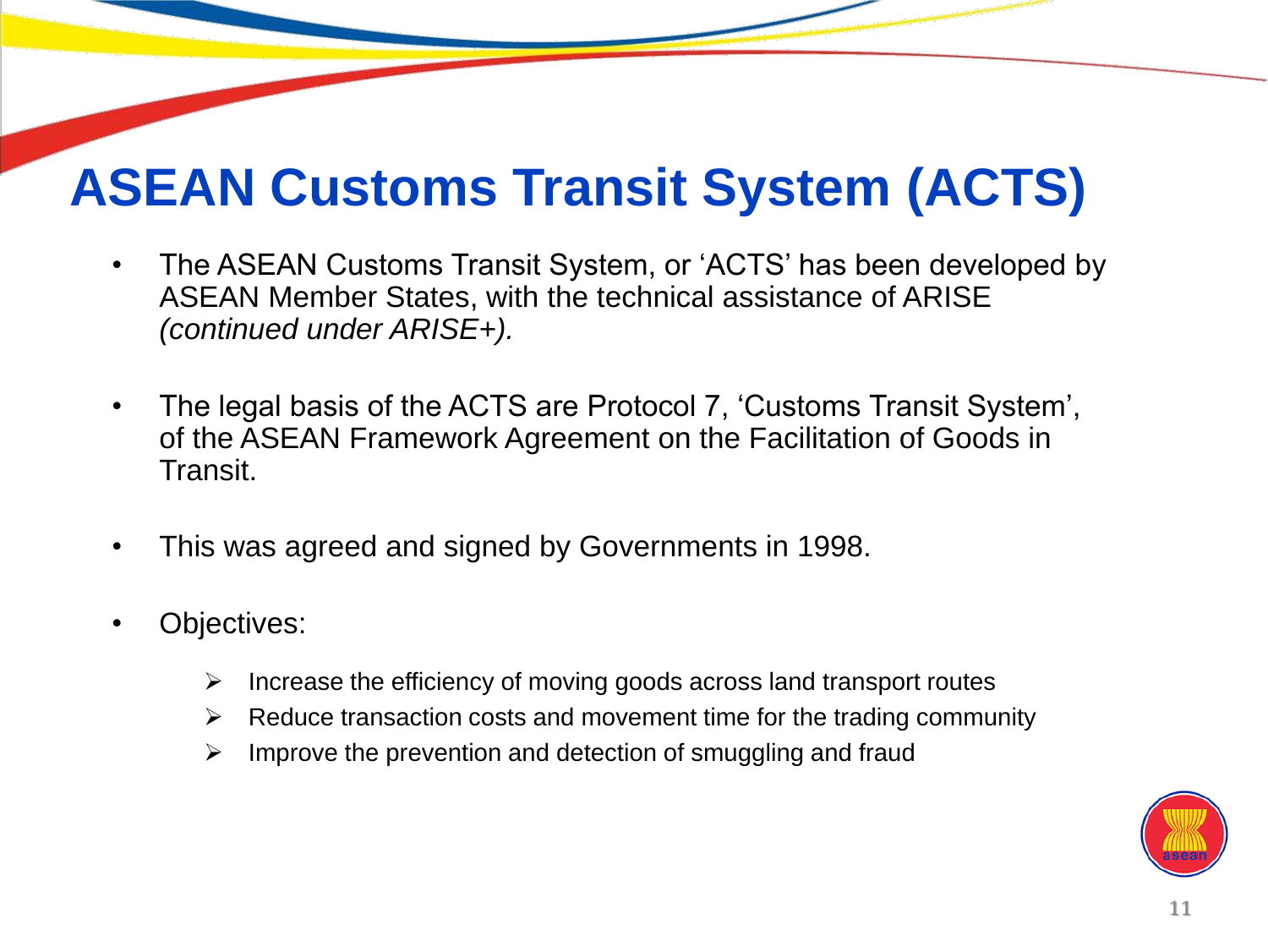# ASEAN Customs Transit System (ACTS)

- The ASEAN Customs Transit System, or 'ACTS' has been developed by ASEAN Member States, with the technical assistance of ARISE *(continued under ARISE+).*

- The legal basis of the ACTS are Protocol 7, 'Customs Transit System', of the ASEAN Framework Agreement on the Facilitation of Goods in Transit.

- This was agreed and signed by Governments in 1998.

- Objectives:

  - Increase the efficiency of moving goods across land transport routes
  - Reduce transaction costs and movement time for the trading community
  - Improve the prevention and detection of smuggling and fraud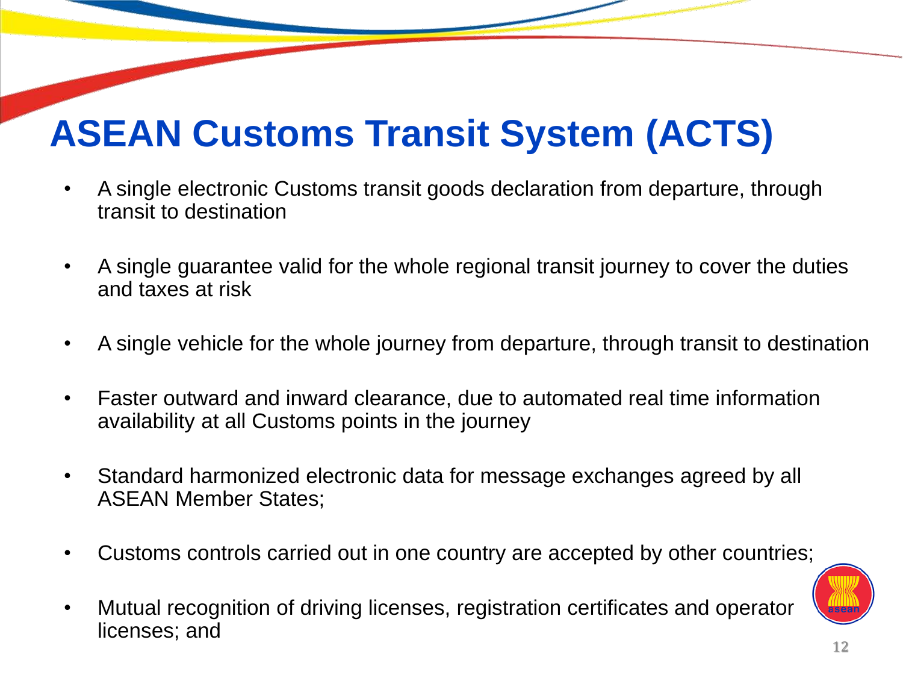# ASEAN Customs Transit System (ACTS)

- A single electronic Customs transit goods declaration from departure, through transit to destination
- A single guarantee valid for the whole regional transit journey to cover the duties and taxes at risk
- A single vehicle for the whole journey from departure, through transit to destination
- Faster outward and inward clearance, due to automated real time information availability at all Customs points in the journey
- Standard harmonized electronic data for message exchanges agreed by all ASEAN Member States;
- Customs controls carried out in one country are accepted by other countries;
- Mutual recognition of driving licenses, registration certificates and operator licenses; and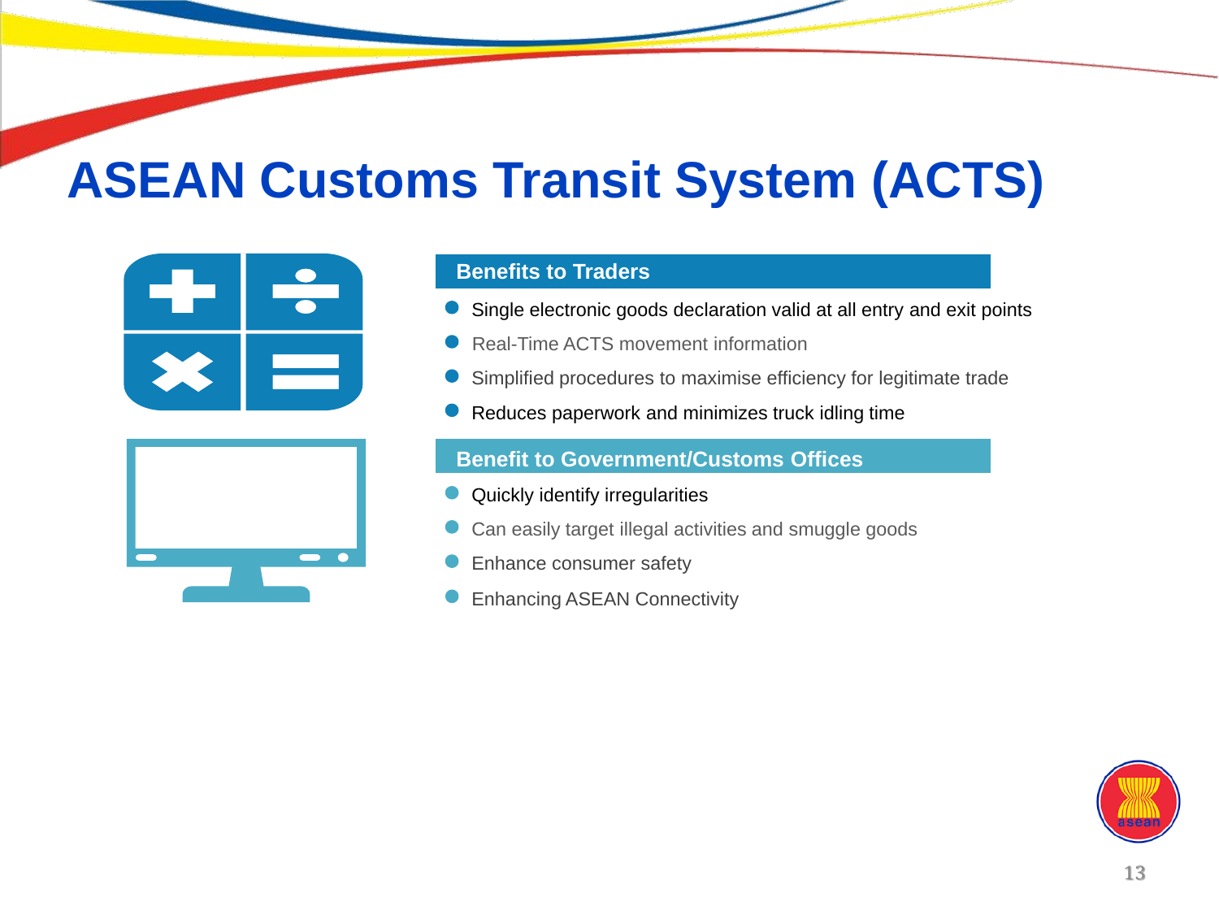# ASEAN Customs Transit System (ACTS)

## Benefits to Traders

- Single electronic goods declaration valid at all entry and exit points
- Real-Time ACTS movement information
- Simplified procedures to maximise efficiency for legitimate trade
- Reduces paperwork and minimizes truck idling time

## Benefit to Government/Customs Offices

- Quickly identify irregularities
- Can easily target illegal activities and smuggle goods
- Enhance consumer safety
- Enhancing ASEAN Connectivity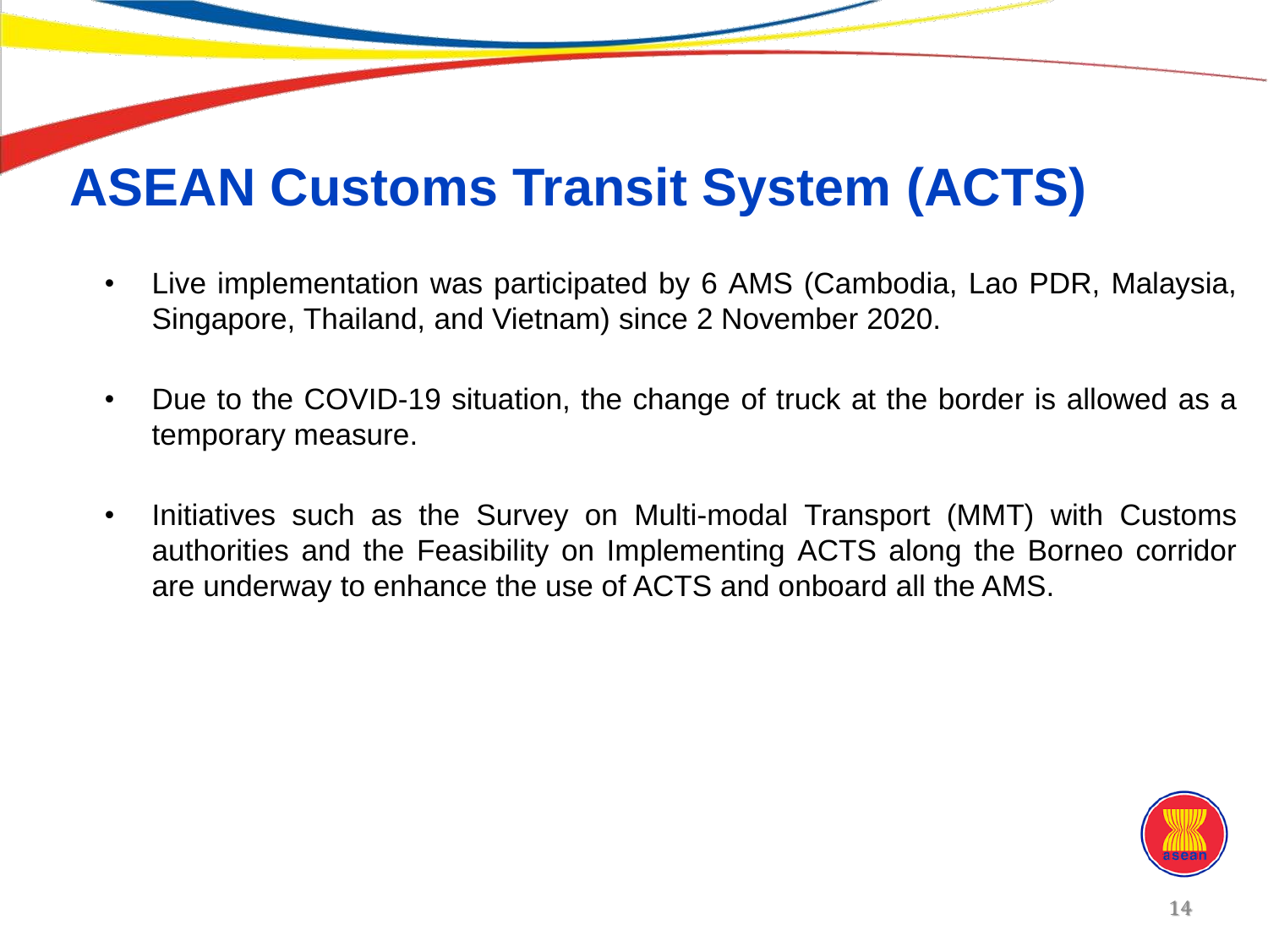# ASEAN Customs Transit System (ACTS)

- Live implementation was participated by 6 AMS (Cambodia, Lao PDR, Malaysia, Singapore, Thailand, and Vietnam) since 2 November 2020.

- Due to the COVID-19 situation, the change of truck at the border is allowed as a temporary measure.

- Initiatives such as the Survey on Multi-modal Transport (MMT) with Customs authorities and the Feasibility on Implementing ACTS along the Borneo corridor are underway to enhance the use of ACTS and onboard all the AMS.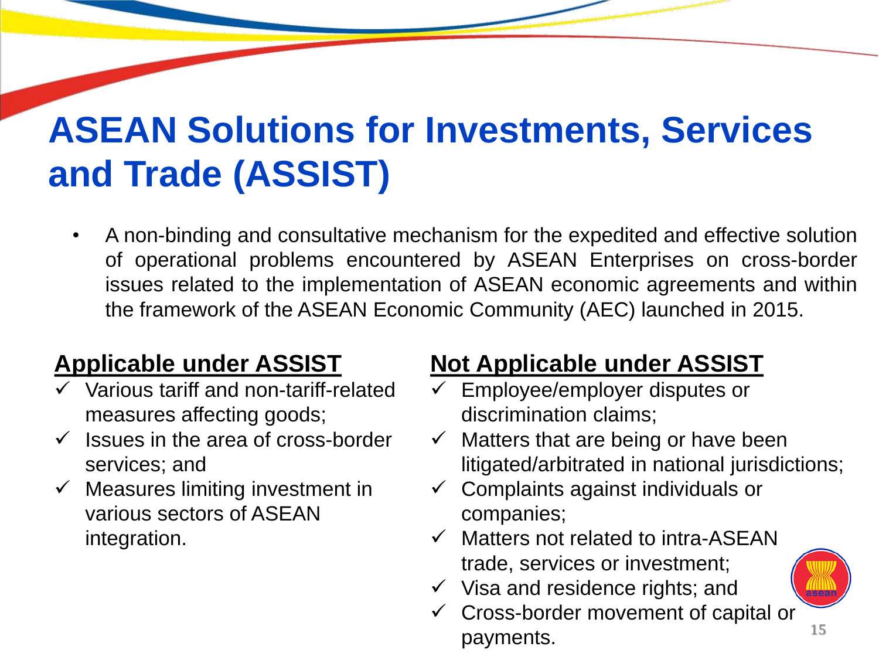# ASEAN Solutions for Investments, Services and Trade (ASSIST)

- A non-binding and consultative mechanism for the expedited and effective solution of operational problems encountered by ASEAN Enterprises on cross-border issues related to the implementation of ASEAN economic agreements and within the framework of the ASEAN Economic Community (AEC) launched in 2015.

**<u>Applicable under ASSIST</u>**

- ✓ Various tariff and non-tariff-related measures affecting goods;
- ✓ Issues in the area of cross-border services; and
- ✓ Measures limiting investment in various sectors of ASEAN integration.

**<u>Not Applicable under ASSIST</u>**

- ✓ Employee/employer disputes or discrimination claims;
- ✓ Matters that are being or have been litigated/arbitrated in national jurisdictions;
- ✓ Complaints against individuals or companies;
- ✓ Matters not related to intra-ASEAN trade, services or investment;
- ✓ Visa and residence rights; and
- ✓ Cross-border movement of capital or payments.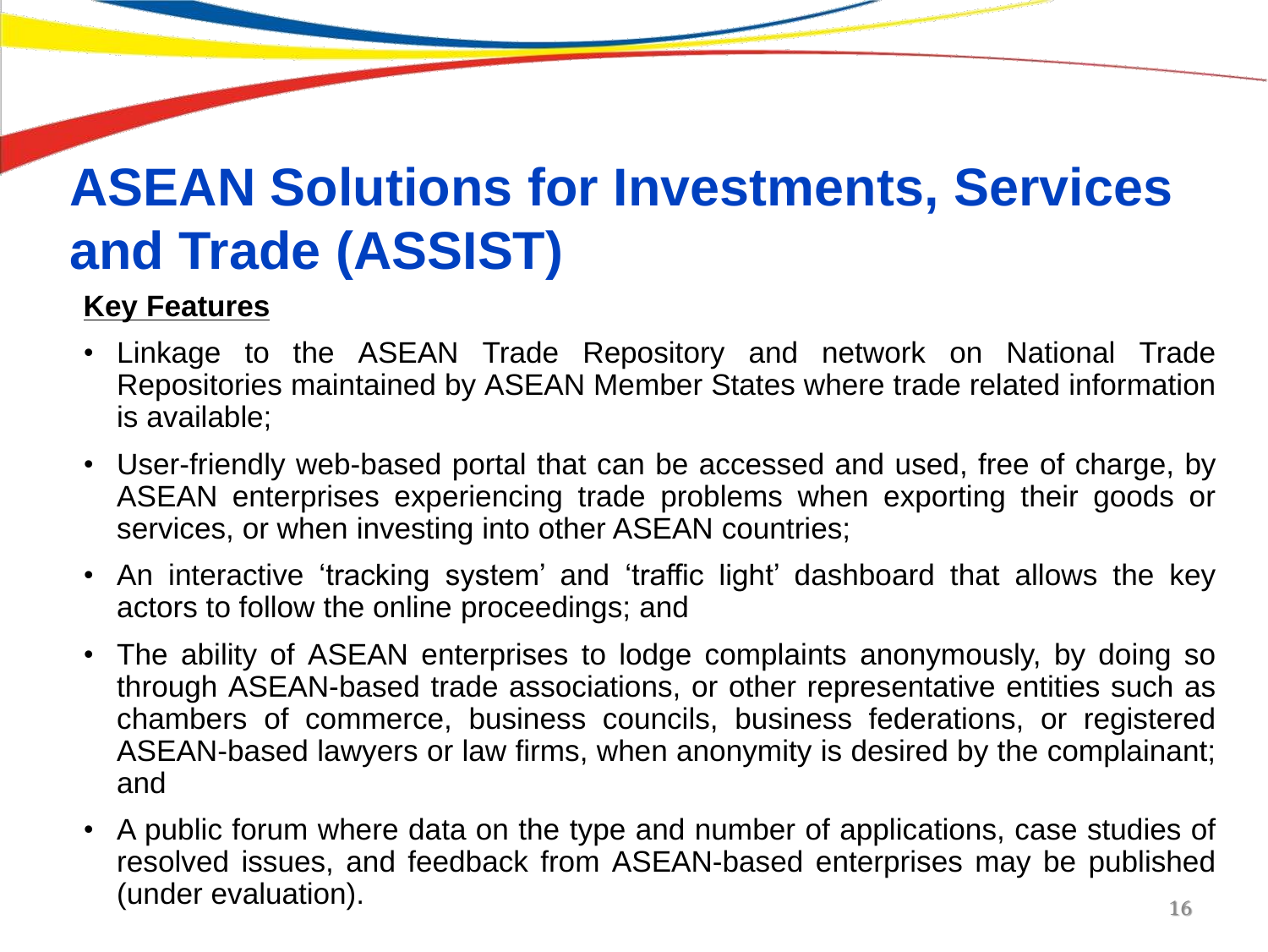# ASEAN Solutions for Investments, Services and Trade (ASSIST)

**Key Features**

- Linkage to the ASEAN Trade Repository and network on National Trade Repositories maintained by ASEAN Member States where trade related information is available;
- User-friendly web-based portal that can be accessed and used, free of charge, by ASEAN enterprises experiencing trade problems when exporting their goods or services, or when investing into other ASEAN countries;
- An interactive 'tracking system' and 'traffic light' dashboard that allows the key actors to follow the online proceedings; and
- The ability of ASEAN enterprises to lodge complaints anonymously, by doing so through ASEAN-based trade associations, or other representative entities such as chambers of commerce, business councils, business federations, or registered ASEAN-based lawyers or law firms, when anonymity is desired by the complainant; and
- A public forum where data on the type and number of applications, case studies of resolved issues, and feedback from ASEAN-based enterprises may be published (under evaluation).